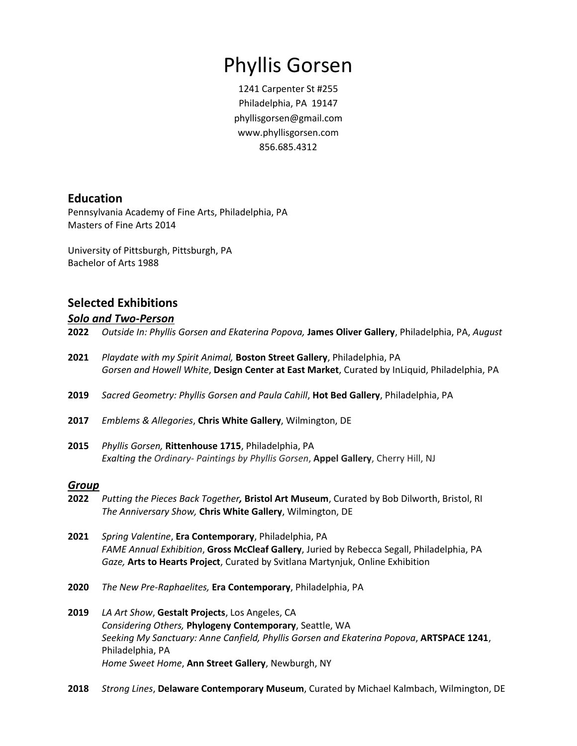# Phyllis Gorsen

1241 Carpenter St #255
Philadelphia, PA 19147
phyllisgorsen@gmail.com
www.phyllisgorsen.com
856.685.4312

## Education

Pennsylvania Academy of Fine Arts, Philadelphia, PA
Masters of Fine Arts 2014

University of Pittsburgh, Pittsburgh, PA
Bachelor of Arts 1988

## Selected Exhibitions

### ***Solo and Two-Person***

**2022** *Outside In: Phyllis Gorsen and Ekaterina Popova,* **James Oliver Gallery**, Philadelphia, PA, *August*

**2021** *Playdate with my Spirit Animal,* **Boston Street Gallery**, Philadelphia, PA
*Gorsen and Howell White*, **Design Center at East Market**, Curated by InLiquid, Philadelphia, PA

**2019** *Sacred Geometry: Phyllis Gorsen and Paula Cahill*, **Hot Bed Gallery**, Philadelphia, PA

**2017** *Emblems & Allegories*, **Chris White Gallery**, Wilmington, DE

**2015** *Phyllis Gorsen,* **Rittenhouse 1715**, Philadelphia, PA
*Exalting the Ordinary- Paintings by Phyllis Gorsen*, **Appel Gallery**, Cherry Hill, NJ

### ***Group***

**2022** *Putting the Pieces Back Together***,** **Bristol Art Museum**, Curated by Bob Dilworth, Bristol, RI
*The Anniversary Show,* **Chris White Gallery**, Wilmington, DE

**2021** *Spring Valentine*, **Era Contemporary**, Philadelphia, PA
*FAME Annual Exhibition*, **Gross McCleaf Gallery**, Juried by Rebecca Segall, Philadelphia, PA
*Gaze,* **Arts to Hearts Project**, Curated by Svitlana Martynjuk, Online Exhibition

**2020** *The New Pre-Raphaelites,* **Era Contemporary**, Philadelphia, PA

**2019** *LA Art Show*, **Gestalt Projects**, Los Angeles, CA
*Considering Others,* **Phylogeny Contemporary**, Seattle, WA
*Seeking My Sanctuary: Anne Canfield, Phyllis Gorsen and Ekaterina Popova*, **ARTSPACE 1241**, Philadelphia, PA
*Home Sweet Home*, **Ann Street Gallery**, Newburgh, NY

**2018** *Strong Lines*, **Delaware Contemporary Museum**, Curated by Michael Kalmbach, Wilmington, DE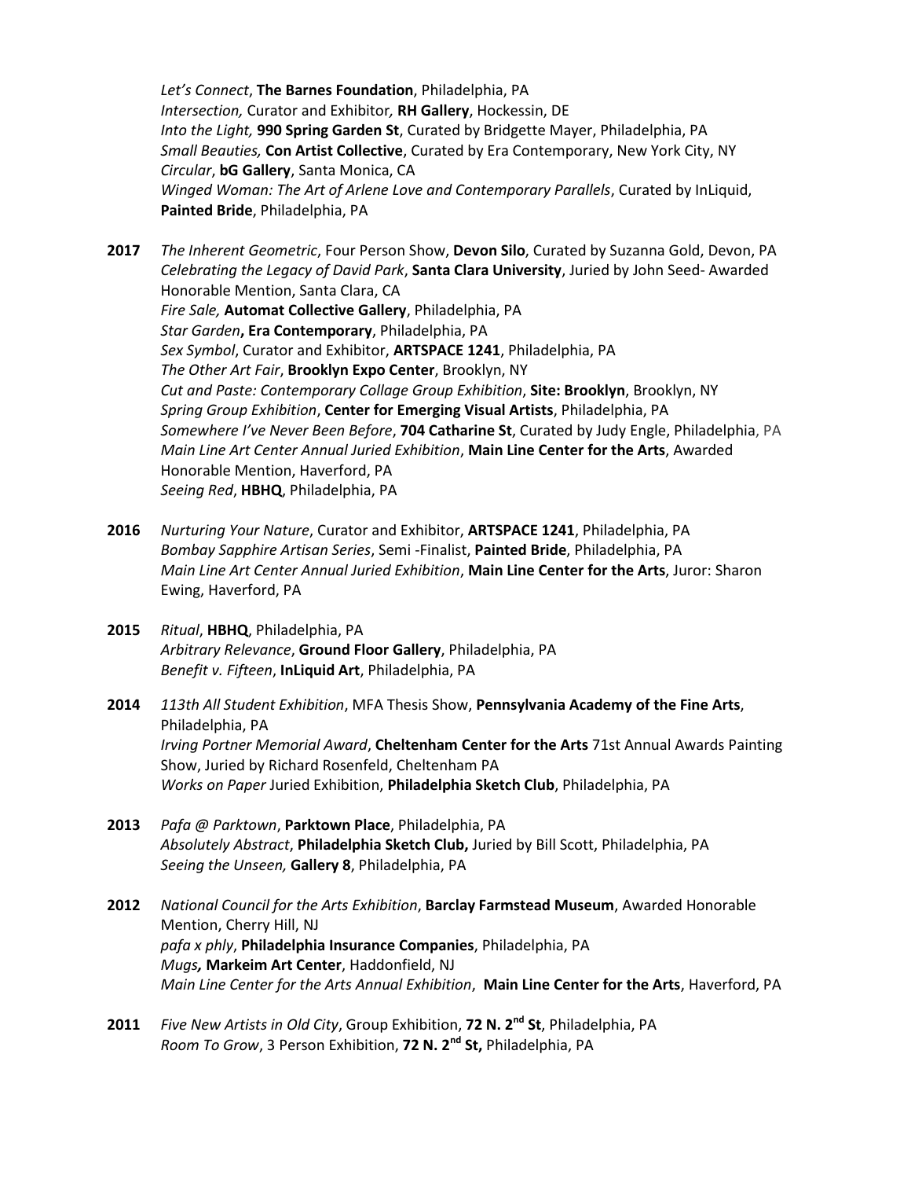*Let's Connect*, **The Barnes Foundation**, Philadelphia, PA
*Intersection,* Curator and Exhibitor*,* **RH Gallery**, Hockessin, DE
*Into the Light,* **990 Spring Garden St**, Curated by Bridgette Mayer, Philadelphia, PA
*Small Beauties,* **Con Artist Collective**, Curated by Era Contemporary, New York City, NY
*Circular*, **bG Gallery**, Santa Monica, CA
*Winged Woman: The Art of Arlene Love and Contemporary Parallels*, Curated by InLiquid, **Painted Bride**, Philadelphia, PA

**2017** *The Inherent Geometric*, Four Person Show, **Devon Silo**, Curated by Suzanna Gold, Devon, PA
*Celebrating the Legacy of David Park*, **Santa Clara University**, Juried by John Seed- Awarded Honorable Mention, Santa Clara, CA
*Fire Sale,* **Automat Collective Gallery**, Philadelphia, PA
*Star Garden***, Era Contemporary**, Philadelphia, PA
*Sex Symbol*, Curator and Exhibitor, **ARTSPACE 1241**, Philadelphia, PA
*The Other Art Fair*, **Brooklyn Expo Center**, Brooklyn, NY
*Cut and Paste: Contemporary Collage Group Exhibition*, **Site: Brooklyn**, Brooklyn, NY
*Spring Group Exhibition*, **Center for Emerging Visual Artists**, Philadelphia, PA
*Somewhere I've Never Been Before*, **704 Catharine St**, Curated by Judy Engle, Philadelphia, PA
*Main Line Art Center Annual Juried Exhibition*, **Main Line Center for the Arts**, Awarded Honorable Mention, Haverford, PA
*Seeing Red*, **HBHQ**, Philadelphia, PA

**2016** *Nurturing Your Nature*, Curator and Exhibitor, **ARTSPACE 1241**, Philadelphia, PA
*Bombay Sapphire Artisan Series*, Semi -Finalist, **Painted Bride**, Philadelphia, PA
*Main Line Art Center Annual Juried Exhibition*, **Main Line Center for the Arts**, Juror: Sharon Ewing, Haverford, PA

**2015** *Ritual*, **HBHQ**, Philadelphia, PA
*Arbitrary Relevance*, **Ground Floor Gallery**, Philadelphia, PA
*Benefit v. Fifteen*, **InLiquid Art**, Philadelphia, PA

**2014** *113th All Student Exhibition*, MFA Thesis Show, **Pennsylvania Academy of the Fine Arts**, Philadelphia, PA
*Irving Portner Memorial Award*, **Cheltenham Center for the Arts** 71st Annual Awards Painting Show, Juried by Richard Rosenfeld, Cheltenham PA
*Works on Paper* Juried Exhibition, **Philadelphia Sketch Club**, Philadelphia, PA

**2013** *Pafa @ Parktown*, **Parktown Place**, Philadelphia, PA
*Absolutely Abstract*, **Philadelphia Sketch Club,** Juried by Bill Scott, Philadelphia, PA
*Seeing the Unseen,* **Gallery 8**, Philadelphia, PA

**2012** *National Council for the Arts Exhibition*, **Barclay Farmstead Museum**, Awarded Honorable Mention, Cherry Hill, NJ
*pafa x phly*, **Philadelphia Insurance Companies**, Philadelphia, PA
*Mugs***, Markeim Art Center**, Haddonfield, NJ
*Main Line Center for the Arts Annual Exhibition*, **Main Line Center for the Arts**, Haverford, PA

**2011** *Five New Artists in Old City*, Group Exhibition, **72 N. 2nd St**, Philadelphia, PA
*Room To Grow*, 3 Person Exhibition, **72 N. 2nd St,** Philadelphia, PA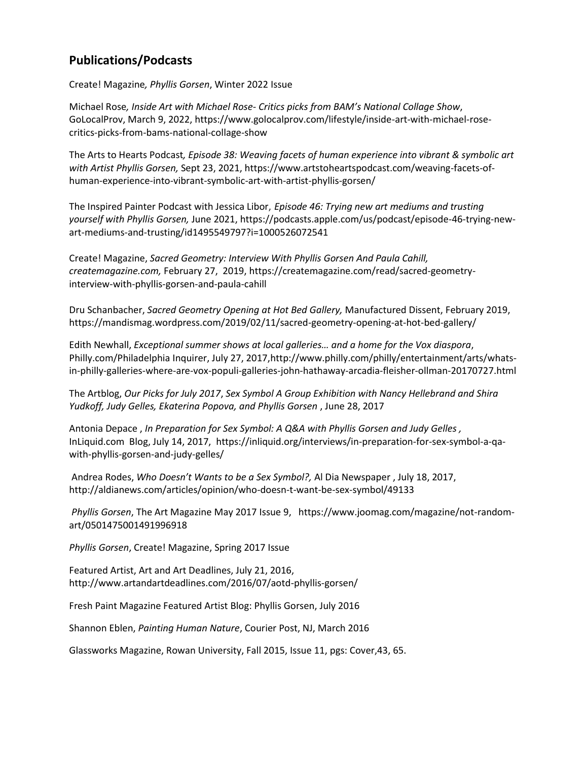## Publications/Podcasts

Create! Magazine*, Phyllis Gorsen*, Winter 2022 Issue

Michael Rose*, Inside Art with Michael Rose- Critics picks from BAM's National Collage Show*, GoLocalProv, March 9, 2022, https://www.golocalprov.com/lifestyle/inside-art-with-michael-rose-critics-picks-from-bams-national-collage-show

The Arts to Hearts Podcast*, Episode 38: Weaving facets of human experience into vibrant & symbolic art with Artist Phyllis Gorsen,* Sept 23, 2021, https://www.artstoheartspodcast.com/weaving-facets-of-human-experience-into-vibrant-symbolic-art-with-artist-phyllis-gorsen/

The Inspired Painter Podcast with Jessica Libor, *Episode 46: Trying new art mediums and trusting yourself with Phyllis Gorsen,* June 2021, https://podcasts.apple.com/us/podcast/episode-46-trying-new-art-mediums-and-trusting/id1495549797?i=1000526072541

Create! Magazine, *Sacred Geometry: Interview With Phyllis Gorsen And Paula Cahill, createmagazine.com,* February 27, 2019, https://createmagazine.com/read/sacred-geometry-interview-with-phyllis-gorsen-and-paula-cahill

Dru Schanbacher, *Sacred Geometry Opening at Hot Bed Gallery,* Manufactured Dissent, February 2019, https://mandismag.wordpress.com/2019/02/11/sacred-geometry-opening-at-hot-bed-gallery/

Edith Newhall, *Exceptional summer shows at local galleries… and a home for the Vox diaspora*, Philly.com/Philadelphia Inquirer, July 27, 2017,http://www.philly.com/philly/entertainment/arts/whats-in-philly-galleries-where-are-vox-populi-galleries-john-hathaway-arcadia-fleisher-ollman-20170727.html

The Artblog, *Our Picks for July 2017*, *Sex Symbol A Group Exhibition with Nancy Hellebrand and Shira Yudkoff, Judy Gelles, Ekaterina Popova, and Phyllis Gorsen* , June 28, 2017

Antonia Depace , *In Preparation for Sex Symbol: A Q&A with Phyllis Gorsen and Judy Gelles ,* InLiquid.com Blog, July 14, 2017, https://inliquid.org/interviews/in-preparation-for-sex-symbol-a-qa-with-phyllis-gorsen-and-judy-gelles/

Andrea Rodes, *Who Doesn't Wants to be a Sex Symbol?,* Al Dia Newspaper , July 18, 2017, http://aldianews.com/articles/opinion/who-doesn-t-want-be-sex-symbol/49133

*Phyllis Gorsen*, The Art Magazine May 2017 Issue 9, https://www.joomag.com/magazine/not-random-art/0501475001491996918

*Phyllis Gorsen*, Create! Magazine, Spring 2017 Issue

Featured Artist, Art and Art Deadlines, July 21, 2016, http://www.artandartdeadlines.com/2016/07/aotd-phyllis-gorsen/

Fresh Paint Magazine Featured Artist Blog: Phyllis Gorsen, July 2016

Shannon Eblen, *Painting Human Nature*, Courier Post, NJ, March 2016

Glassworks Magazine, Rowan University, Fall 2015, Issue 11, pgs: Cover,43, 65.